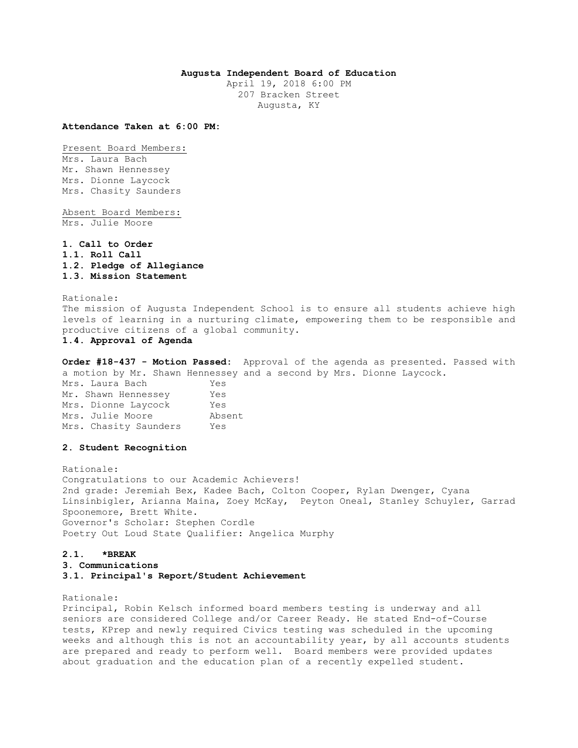**Augusta Independent Board of Education**
April 19, 2018 6:00 PM
207 Bracken Street
Augusta, KY

**Attendance Taken at 6:00 PM:**

Present Board Members:
Mrs. Laura Bach
Mr. Shawn Hennessey
Mrs. Dionne Laycock
Mrs. Chasity Saunders

Absent Board Members:
Mrs. Julie Moore

**1. Call to Order**
**1.1. Roll Call**
**1.2. Pledge of Allegiance**
**1.3. Mission Statement**

Rationale:
The mission of Augusta Independent School is to ensure all students achieve high levels of learning in a nurturing climate, empowering them to be responsible and productive citizens of a global community.

**1.4. Approval of Agenda**

**Order #18-437 - Motion Passed:** Approval of the agenda as presented. Passed with a motion by Mr. Shawn Hennessey and a second by Mrs. Dionne Laycock.

| | |
|---|---|
| Mrs. Laura Bach | Yes |
| Mr. Shawn Hennessey | Yes |
| Mrs. Dionne Laycock | Yes |
| Mrs. Julie Moore | Absent |
| Mrs. Chasity Saunders | Yes |

**2. Student Recognition**

Rationale:
Congratulations to our Academic Achievers!
2nd grade: Jeremiah Bex, Kadee Bach, Colton Cooper, Rylan Dwenger, Cyana Linsinbigler, Arianna Maina, Zoey McKay, Peyton Oneal, Stanley Schuyler, Garrad Spoonemore, Brett White.
Governor's Scholar: Stephen Cordle
Poetry Out Loud State Qualifier: Angelica Murphy

**2.1. *BREAK**
**3. Communications**
**3.1. Principal's Report/Student Achievement**

Rationale:
Principal, Robin Kelsch informed board members testing is underway and all seniors are considered College and/or Career Ready. He stated End-of-Course tests, KPrep and newly required Civics testing was scheduled in the upcoming weeks and although this is not an accountability year, by all accounts students are prepared and ready to perform well. Board members were provided updates about graduation and the education plan of a recently expelled student.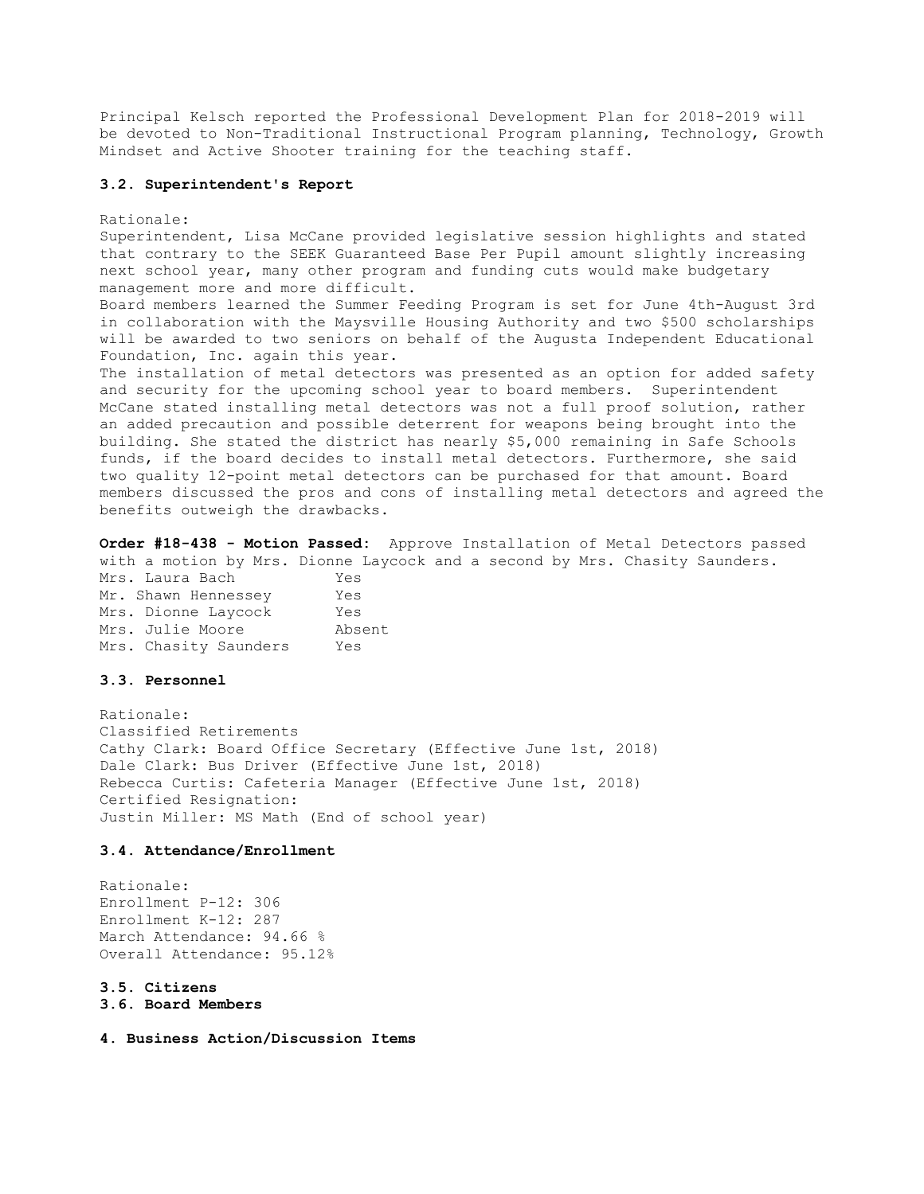Principal Kelsch reported the Professional Development Plan for 2018-2019 will be devoted to Non-Traditional Instructional Program planning, Technology, Growth Mindset and Active Shooter training for the teaching staff.

### 3.2. Superintendent's Report

Rationale:
Superintendent, Lisa McCane provided legislative session highlights and stated that contrary to the SEEK Guaranteed Base Per Pupil amount slightly increasing next school year, many other program and funding cuts would make budgetary management more and more difficult.
Board members learned the Summer Feeding Program is set for June 4th-August 3rd in collaboration with the Maysville Housing Authority and two $500 scholarships will be awarded to two seniors on behalf of the Augusta Independent Educational Foundation, Inc. again this year.
The installation of metal detectors was presented as an option for added safety and security for the upcoming school year to board members. Superintendent McCane stated installing metal detectors was not a full proof solution, rather an added precaution and possible deterrent for weapons being brought into the building. She stated the district has nearly $5,000 remaining in Safe Schools funds, if the board decides to install metal detectors. Furthermore, she said two quality 12-point metal detectors can be purchased for that amount. Board members discussed the pros and cons of installing metal detectors and agreed the benefits outweigh the drawbacks.

**Order #18-438 - Motion Passed:** Approve Installation of Metal Detectors passed with a motion by Mrs. Dionne Laycock and a second by Mrs. Chasity Saunders.

| | |
|---|---|
| Mrs. Laura Bach | Yes |
| Mr. Shawn Hennessey | Yes |
| Mrs. Dionne Laycock | Yes |
| Mrs. Julie Moore | Absent |
| Mrs. Chasity Saunders | Yes |

### 3.3. Personnel

Rationale:
Classified Retirements
Cathy Clark: Board Office Secretary (Effective June 1st, 2018)
Dale Clark: Bus Driver (Effective June 1st, 2018)
Rebecca Curtis: Cafeteria Manager (Effective June 1st, 2018)
Certified Resignation:
Justin Miller: MS Math (End of school year)

### 3.4. Attendance/Enrollment

Rationale:
Enrollment P-12: 306
Enrollment K-12: 287
March Attendance: 94.66 %
Overall Attendance: 95.12%

### 3.5. Citizens

### 3.6. Board Members

## 4. Business Action/Discussion Items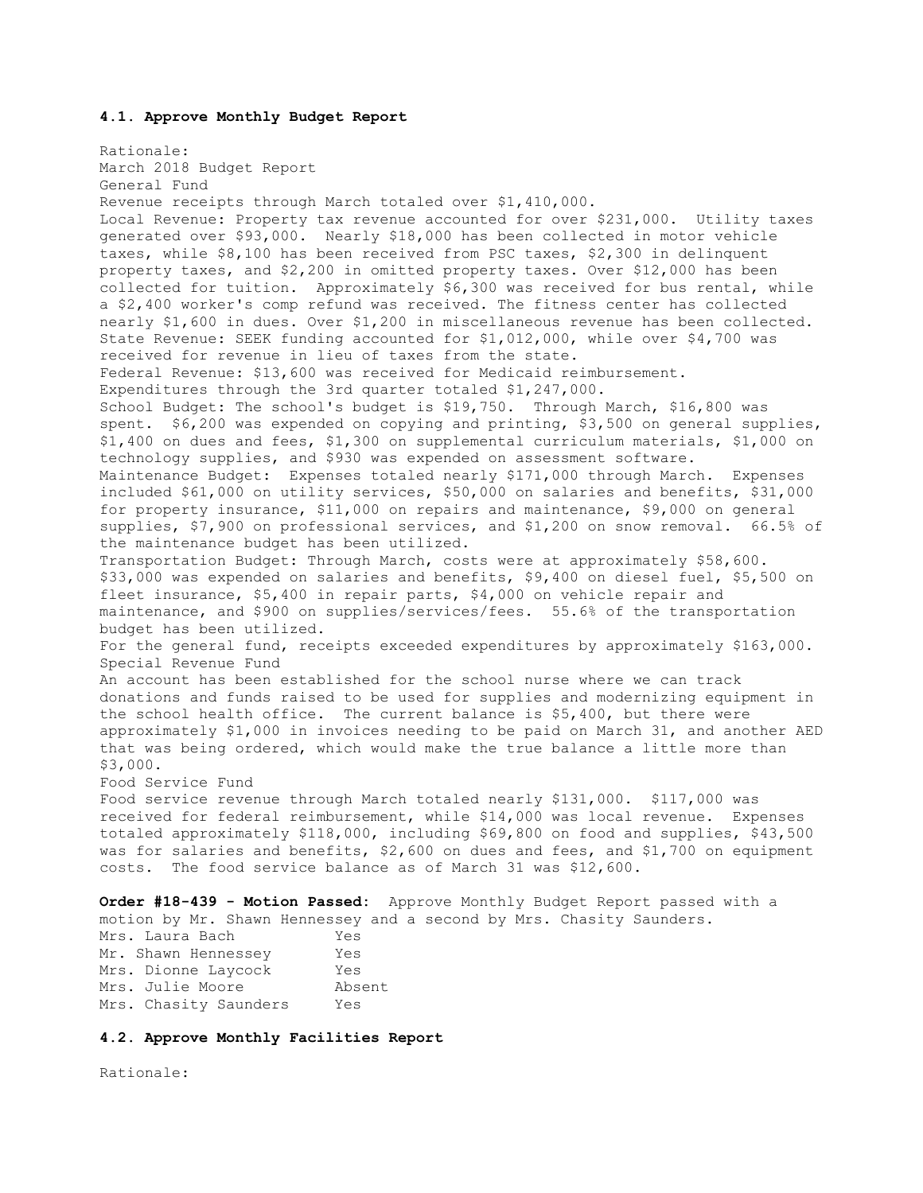#### 4.1. Approve Monthly Budget Report

Rationale:
March 2018 Budget Report
General Fund
Revenue receipts through March totaled over $1,410,000.
Local Revenue: Property tax revenue accounted for over $231,000. Utility taxes generated over $93,000. Nearly $18,000 has been collected in motor vehicle taxes, while $8,100 has been received from PSC taxes, $2,300 in delinquent property taxes, and $2,200 in omitted property taxes. Over $12,000 has been collected for tuition. Approximately $6,300 was received for bus rental, while a $2,400 worker's comp refund was received. The fitness center has collected nearly $1,600 in dues. Over $1,200 in miscellaneous revenue has been collected.
State Revenue: SEEK funding accounted for $1,012,000, while over $4,700 was received for revenue in lieu of taxes from the state.
Federal Revenue: $13,600 was received for Medicaid reimbursement.
Expenditures through the 3rd quarter totaled $1,247,000.
School Budget: The school's budget is $19,750. Through March, $16,800 was spent. $6,200 was expended on copying and printing, $3,500 on general supplies, $1,400 on dues and fees, $1,300 on supplemental curriculum materials, $1,000 on technology supplies, and $930 was expended on assessment software.
Maintenance Budget: Expenses totaled nearly $171,000 through March. Expenses included $61,000 on utility services, $50,000 on salaries and benefits, $31,000 for property insurance, $11,000 on repairs and maintenance, $9,000 on general supplies, $7,900 on professional services, and $1,200 on snow removal. 66.5% of the maintenance budget has been utilized.
Transportation Budget: Through March, costs were at approximately $58,600. $33,000 was expended on salaries and benefits, $9,400 on diesel fuel, $5,500 on fleet insurance, $5,400 in repair parts, $4,000 on vehicle repair and maintenance, and $900 on supplies/services/fees. 55.6% of the transportation budget has been utilized.
For the general fund, receipts exceeded expenditures by approximately $163,000.
Special Revenue Fund
An account has been established for the school nurse where we can track donations and funds raised to be used for supplies and modernizing equipment in the school health office. The current balance is $5,400, but there were approximately $1,000 in invoices needing to be paid on March 31, and another AED that was being ordered, which would make the true balance a little more than $3,000.
Food Service Fund
Food service revenue through March totaled nearly $131,000. $117,000 was received for federal reimbursement, while $14,000 was local revenue. Expenses totaled approximately $118,000, including $69,800 on food and supplies, $43,500 was for salaries and benefits, $2,600 on dues and fees, and $1,700 on equipment costs. The food service balance as of March 31 was $12,600.

**Order #18-439 - Motion Passed:** Approve Monthly Budget Report passed with a motion by Mr. Shawn Hennessey and a second by Mrs. Chasity Saunders.

| | |
|---|---|
| Mrs. Laura Bach | Yes |
| Mr. Shawn Hennessey | Yes |
| Mrs. Dionne Laycock | Yes |
| Mrs. Julie Moore | Absent |
| Mrs. Chasity Saunders | Yes |

#### 4.2. Approve Monthly Facilities Report

Rationale: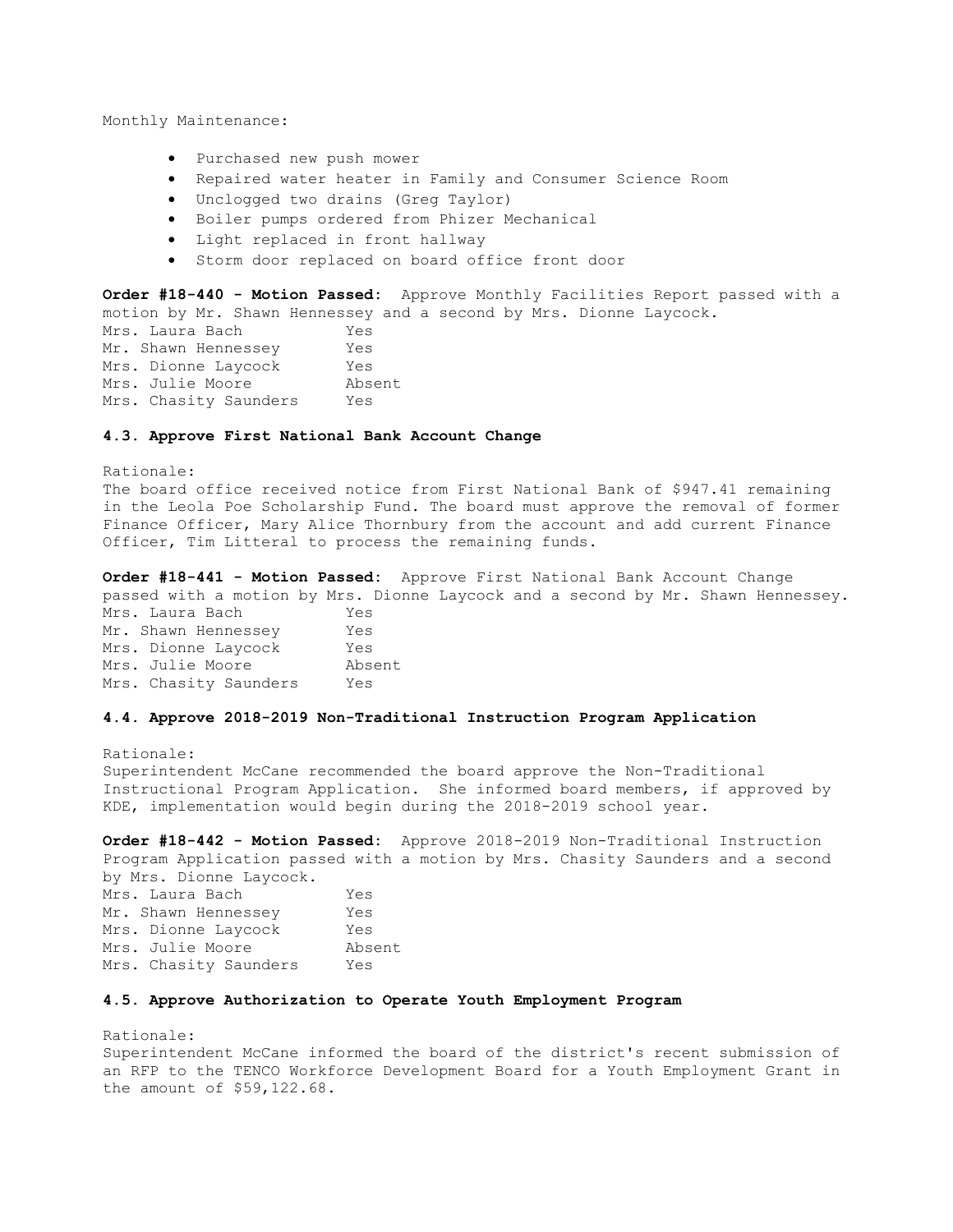Monthly Maintenance:

- Purchased new push mower
- Repaired water heater in Family and Consumer Science Room
- Unclogged two drains (Greg Taylor)
- Boiler pumps ordered from Phizer Mechanical
- Light replaced in front hallway
- Storm door replaced on board office front door

**Order #18-440 - Motion Passed:** Approve Monthly Facilities Report passed with a motion by Mr. Shawn Hennessey and a second by Mrs. Dionne Laycock.

| | |
|---|---|
| Mrs. Laura Bach | Yes |
| Mr. Shawn Hennessey | Yes |
| Mrs. Dionne Laycock | Yes |
| Mrs. Julie Moore | Absent |
| Mrs. Chasity Saunders | Yes |

### 4.3. Approve First National Bank Account Change

Rationale:
The board office received notice from First National Bank of $947.41 remaining in the Leola Poe Scholarship Fund. The board must approve the removal of former Finance Officer, Mary Alice Thornbury from the account and add current Finance Officer, Tim Litteral to process the remaining funds.

**Order #18-441 - Motion Passed:** Approve First National Bank Account Change passed with a motion by Mrs. Dionne Laycock and a second by Mr. Shawn Hennessey.

| | |
|---|---|
| Mrs. Laura Bach | Yes |
| Mr. Shawn Hennessey | Yes |
| Mrs. Dionne Laycock | Yes |
| Mrs. Julie Moore | Absent |
| Mrs. Chasity Saunders | Yes |

### 4.4. Approve 2018-2019 Non-Traditional Instruction Program Application

Rationale:
Superintendent McCane recommended the board approve the Non-Traditional Instructional Program Application. She informed board members, if approved by KDE, implementation would begin during the 2018-2019 school year.

**Order #18-442 - Motion Passed:** Approve 2018-2019 Non-Traditional Instruction Program Application passed with a motion by Mrs. Chasity Saunders and a second by Mrs. Dionne Laycock.

| | |
|---|---|
| Mrs. Laura Bach | Yes |
| Mr. Shawn Hennessey | Yes |
| Mrs. Dionne Laycock | Yes |
| Mrs. Julie Moore | Absent |
| Mrs. Chasity Saunders | Yes |

### 4.5. Approve Authorization to Operate Youth Employment Program

Rationale:
Superintendent McCane informed the board of the district's recent submission of an RFP to the TENCO Workforce Development Board for a Youth Employment Grant in the amount of $59,122.68.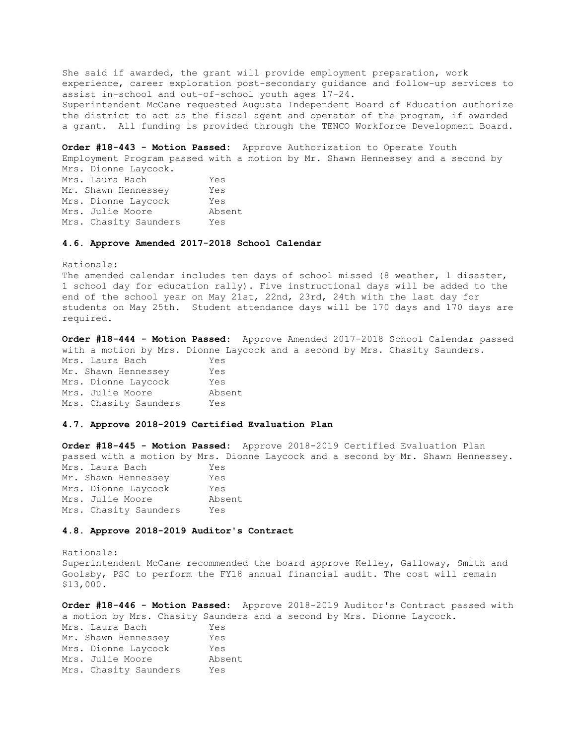She said if awarded, the grant will provide employment preparation, work experience, career exploration post-secondary guidance and follow-up services to assist in-school and out-of-school youth ages 17-24.
Superintendent McCane requested Augusta Independent Board of Education authorize the district to act as the fiscal agent and operator of the program, if awarded a grant. All funding is provided through the TENCO Workforce Development Board.

**Order #18-443 - Motion Passed:** Approve Authorization to Operate Youth Employment Program passed with a motion by Mr. Shawn Hennessey and a second by Mrs. Dionne Laycock.

| | |
|---|---|
| Mrs. Laura Bach | Yes |
| Mr. Shawn Hennessey | Yes |
| Mrs. Dionne Laycock | Yes |
| Mrs. Julie Moore | Absent |
| Mrs. Chasity Saunders | Yes |

### 4.6. Approve Amended 2017-2018 School Calendar

Rationale:
The amended calendar includes ten days of school missed (8 weather, 1 disaster, 1 school day for education rally). Five instructional days will be added to the end of the school year on May 21st, 22nd, 23rd, 24th with the last day for students on May 25th. Student attendance days will be 170 days and 170 days are required.

**Order #18-444 - Motion Passed:** Approve Amended 2017-2018 School Calendar passed with a motion by Mrs. Dionne Laycock and a second by Mrs. Chasity Saunders.

| | |
|---|---|
| Mrs. Laura Bach | Yes |
| Mr. Shawn Hennessey | Yes |
| Mrs. Dionne Laycock | Yes |
| Mrs. Julie Moore | Absent |
| Mrs. Chasity Saunders | Yes |

### 4.7. Approve 2018-2019 Certified Evaluation Plan

**Order #18-445 - Motion Passed:** Approve 2018-2019 Certified Evaluation Plan passed with a motion by Mrs. Dionne Laycock and a second by Mr. Shawn Hennessey.

| | |
|---|---|
| Mrs. Laura Bach | Yes |
| Mr. Shawn Hennessey | Yes |
| Mrs. Dionne Laycock | Yes |
| Mrs. Julie Moore | Absent |
| Mrs. Chasity Saunders | Yes |

### 4.8. Approve 2018-2019 Auditor's Contract

Rationale:
Superintendent McCane recommended the board approve Kelley, Galloway, Smith and Goolsby, PSC to perform the FY18 annual financial audit. The cost will remain $13,000.

**Order #18-446 - Motion Passed:** Approve 2018-2019 Auditor's Contract passed with a motion by Mrs. Chasity Saunders and a second by Mrs. Dionne Laycock.

| | |
|---|---|
| Mrs. Laura Bach | Yes |
| Mr. Shawn Hennessey | Yes |
| Mrs. Dionne Laycock | Yes |
| Mrs. Julie Moore | Absent |
| Mrs. Chasity Saunders | Yes |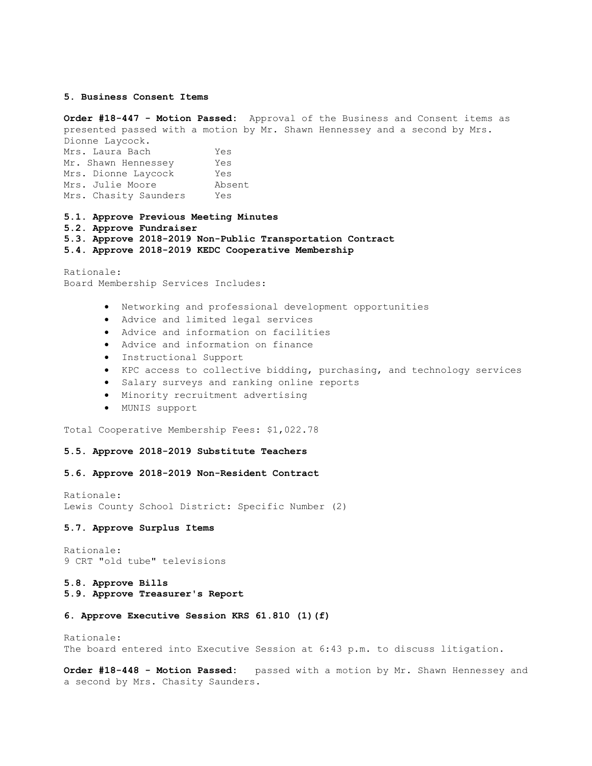**5. Business Consent Items**

**Order #18-447 - Motion Passed:** Approval of the Business and Consent items as presented passed with a motion by Mr. Shawn Hennessey and a second by Mrs. Dionne Laycock.

| | |
|---|---|
| Mrs. Laura Bach | Yes |
| Mr. Shawn Hennessey | Yes |
| Mrs. Dionne Laycock | Yes |
| Mrs. Julie Moore | Absent |
| Mrs. Chasity Saunders | Yes |

**5.1. Approve Previous Meeting Minutes**
**5.2. Approve Fundraiser**
**5.3. Approve 2018-2019 Non-Public Transportation Contract**
**5.4. Approve 2018-2019 KEDC Cooperative Membership**

Rationale:
Board Membership Services Includes:

- Networking and professional development opportunities
- Advice and limited legal services
- Advice and information on facilities
- Advice and information on finance
- Instructional Support
- KPC access to collective bidding, purchasing, and technology services
- Salary surveys and ranking online reports
- Minority recruitment advertising
- MUNIS support

Total Cooperative Membership Fees: $1,022.78

**5.5. Approve 2018-2019 Substitute Teachers**

**5.6. Approve 2018-2019 Non-Resident Contract**

Rationale:
Lewis County School District: Specific Number (2)

**5.7. Approve Surplus Items**

Rationale:
9 CRT "old tube" televisions

**5.8. Approve Bills**
**5.9. Approve Treasurer's Report**

**6. Approve Executive Session KRS 61.810 (1)(f)**

Rationale:
The board entered into Executive Session at 6:43 p.m. to discuss litigation.

**Order #18-448 - Motion Passed:** passed with a motion by Mr. Shawn Hennessey and a second by Mrs. Chasity Saunders.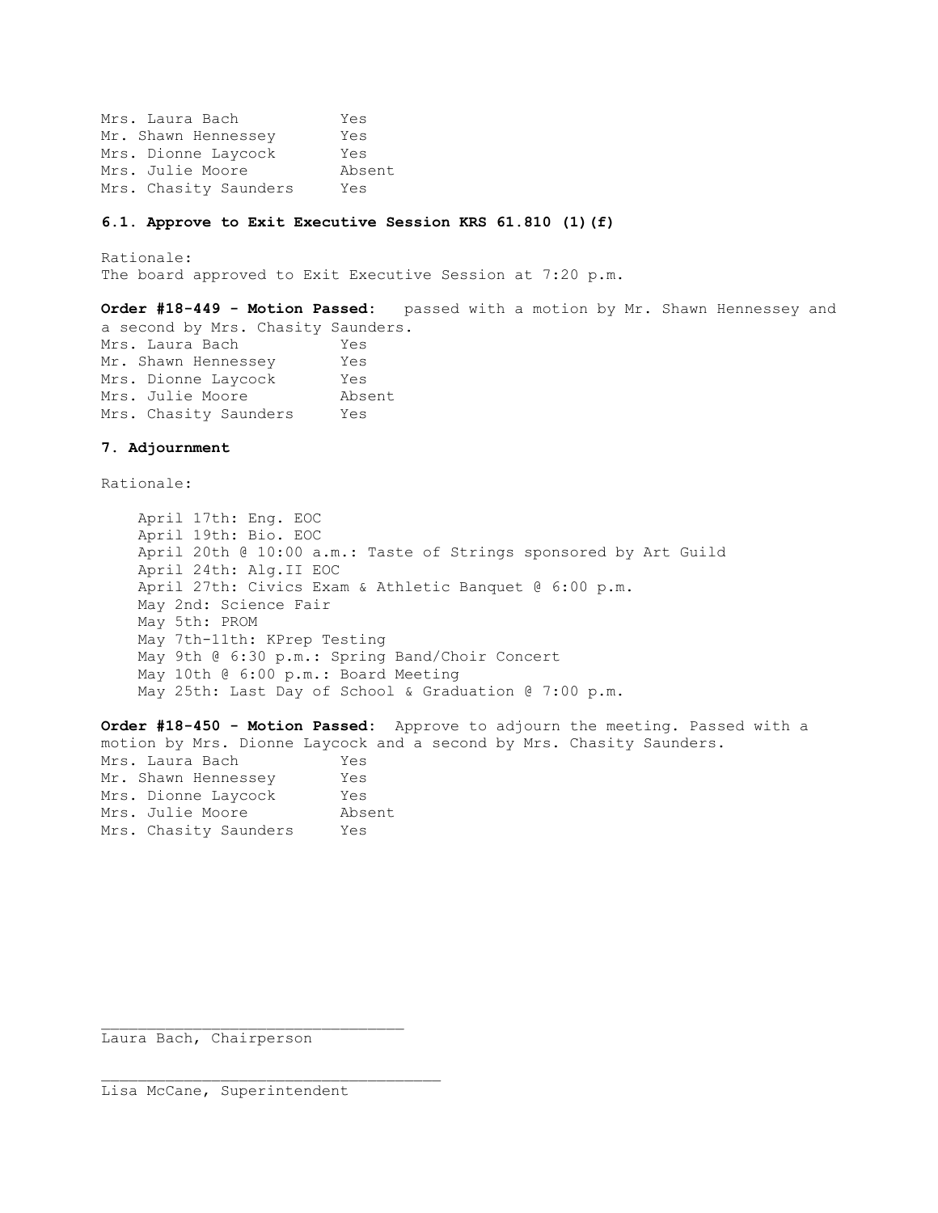| | |
|---|---|
| Mrs. Laura Bach | Yes |
| Mr. Shawn Hennessey | Yes |
| Mrs. Dionne Laycock | Yes |
| Mrs. Julie Moore | Absent |
| Mrs. Chasity Saunders | Yes |

**6.1. Approve to Exit Executive Session KRS 61.810 (1)(f)**

Rationale:
The board approved to Exit Executive Session at 7:20 p.m.

**Order #18-449 - Motion Passed:** passed with a motion by Mr. Shawn Hennessey and a second by Mrs. Chasity Saunders.

| | |
|---|---|
| Mrs. Laura Bach | Yes |
| Mr. Shawn Hennessey | Yes |
| Mrs. Dionne Laycock | Yes |
| Mrs. Julie Moore | Absent |
| Mrs. Chasity Saunders | Yes |

**7. Adjournment**

Rationale:

April 17th: Eng. EOC
April 19th: Bio. EOC
April 20th @ 10:00 a.m.: Taste of Strings sponsored by Art Guild
April 24th: Alg.II EOC
April 27th: Civics Exam & Athletic Banquet @ 6:00 p.m.
May 2nd: Science Fair
May 5th: PROM
May 7th-11th: KPrep Testing
May 9th @ 6:30 p.m.: Spring Band/Choir Concert
May 10th @ 6:00 p.m.: Board Meeting
May 25th: Last Day of School & Graduation @ 7:00 p.m.

**Order #18-450 - Motion Passed:** Approve to adjourn the meeting. Passed with a motion by Mrs. Dionne Laycock and a second by Mrs. Chasity Saunders.

| | |
|---|---|
| Mrs. Laura Bach | Yes |
| Mr. Shawn Hennessey | Yes |
| Mrs. Dionne Laycock | Yes |
| Mrs. Julie Moore | Absent |
| Mrs. Chasity Saunders | Yes |

_________________________________
Laura Bach, Chairperson

_____________________________________
Lisa McCane, Superintendent